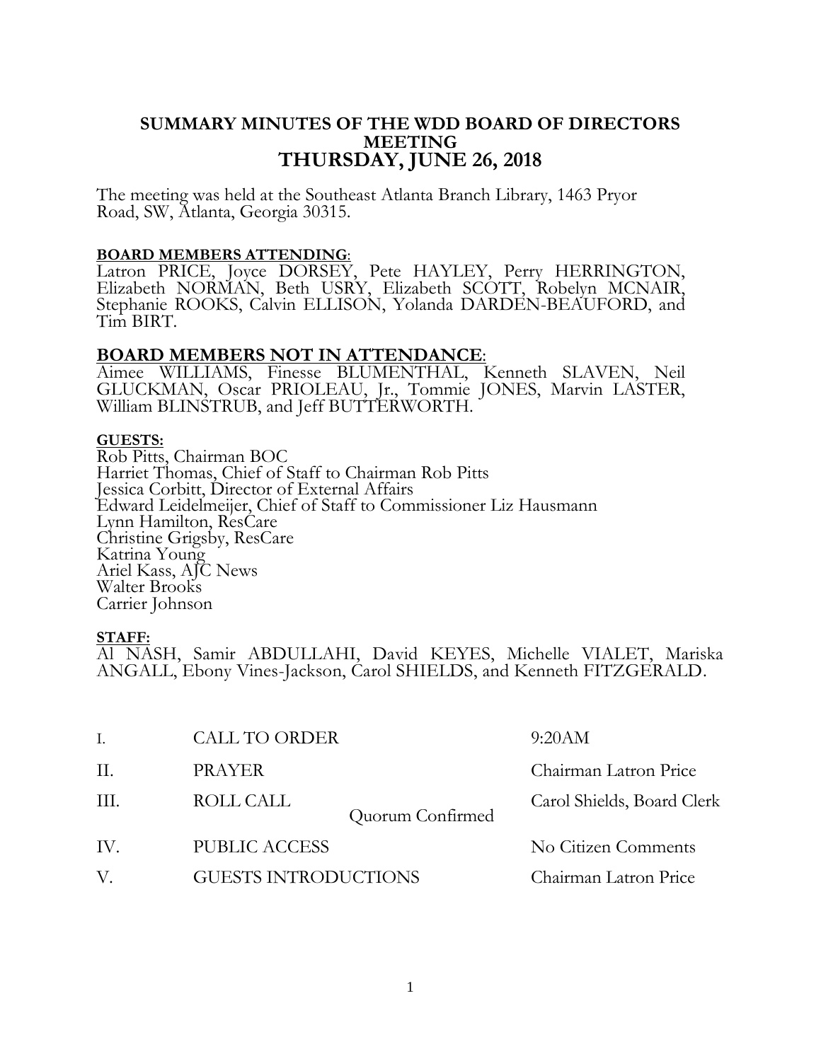# SUMMARY MINUTES OF THE WDD BOARD OF DIRECTORS MEETING
## THURSDAY, JUNE 26, 2018

The meeting was held at the Southeast Atlanta Branch Library, 1463 Pryor Road, SW, Atlanta, Georgia 30315.

**BOARD MEMBERS ATTENDING**:
Latron PRICE, Joyce DORSEY, Pete HAYLEY, Perry HERRINGTON, Elizabeth NORMAN, Beth USRY, Elizabeth SCOTT, Robelyn MCNAIR, Stephanie ROOKS, Calvin ELLISON, Yolanda DARDEN-BEAUFORD, and Tim BIRT.

**BOARD MEMBERS NOT IN ATTENDANCE**:
Aimee WILLIAMS, Finesse BLUMENTHAL, Kenneth SLAVEN, Neil GLUCKMAN, Oscar PRIOLEAU, Jr., Tommie JONES, Marvin LASTER, William BLINSTRUB, and Jeff BUTTERWORTH.

**GUESTS:**
Rob Pitts, Chairman BOC
Harriet Thomas, Chief of Staff to Chairman Rob Pitts
Jessica Corbitt, Director of External Affairs
Edward Leidelmeijer, Chief of Staff to Commissioner Liz Hausmann
Lynn Hamilton, ResCare
Christine Grigsby, ResCare
Katrina Young
Ariel Kass, AJC News
Walter Brooks
Carrier Johnson

**STAFF:**
Al NASH, Samir ABDULLAHI, David KEYES, Michelle VIALET, Mariska ANGALL, Ebony Vines-Jackson, Carol SHIELDS, and Kenneth FITZGERALD.

| | | | |
|---|---|---|---|
| I. | CALL TO ORDER | | 9:20AM |
| II. | PRAYER | | Chairman Latron Price |
| III. | ROLL CALL | Quorum Confirmed | Carol Shields, Board Clerk |
| IV. | PUBLIC ACCESS | | No Citizen Comments |
| V. | GUESTS INTRODUCTIONS | | Chairman Latron Price |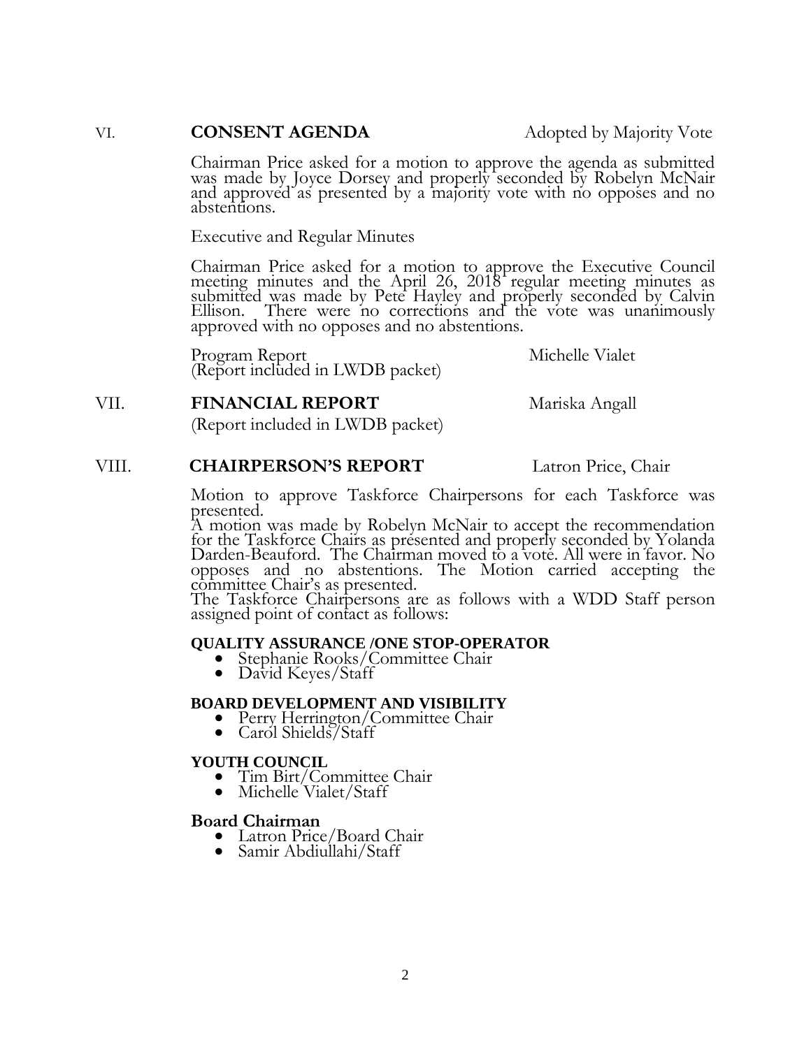VI. **CONSENT AGENDA** Adopted by Majority Vote

Chairman Price asked for a motion to approve the agenda as submitted was made by Joyce Dorsey and properly seconded by Robelyn McNair and approved as presented by a majority vote with no opposes and no abstentions.

Executive and Regular Minutes

Chairman Price asked for a motion to approve the Executive Council meeting minutes and the April 26, 2018 regular meeting minutes as submitted was made by Pete Hayley and properly seconded by Calvin Ellison. There were no corrections and the vote was unanimously approved with no opposes and no abstentions.

Program Report Michelle Vialet
(Report included in LWDB packet)

VII. **FINANCIAL REPORT** Mariska Angall

(Report included in LWDB packet)

VIII. **CHAIRPERSON'S REPORT** Latron Price, Chair

Motion to approve Taskforce Chairpersons for each Taskforce was presented.
A motion was made by Robelyn McNair to accept the recommendation for the Taskforce Chairs as presented and properly seconded by Yolanda Darden-Beauford. The Chairman moved to a vote. All were in favor. No opposes and no abstentions. The Motion carried accepting the committee Chair's as presented.
The Taskforce Chairpersons are as follows with a WDD Staff person assigned point of contact as follows:

**QUALITY ASSURANCE /ONE STOP-OPERATOR**

- Stephanie Rooks/Committee Chair
- David Keyes/Staff

**BOARD DEVELOPMENT AND VISIBILITY**

- Perry Herrington/Committee Chair
- Carol Shields/Staff

**YOUTH COUNCIL**

- Tim Birt/Committee Chair
- Michelle Vialet/Staff

**Board Chairman**

- Latron Price/Board Chair
- Samir Abdiullahi/Staff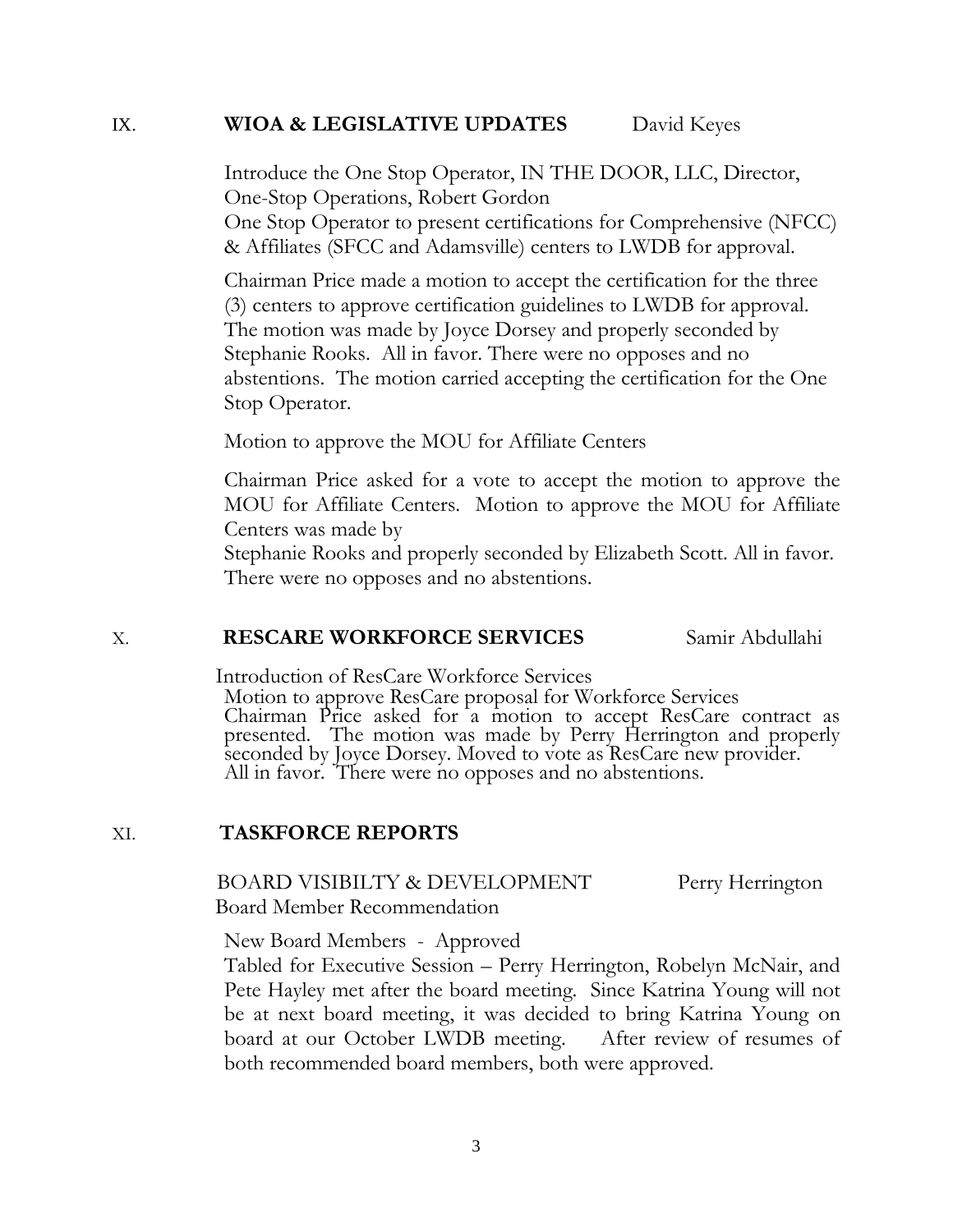IX. **WIOA & LEGISLATIVE UPDATES** David Keyes

Introduce the One Stop Operator, IN THE DOOR, LLC, Director, One-Stop Operations, Robert Gordon
One Stop Operator to present certifications for Comprehensive (NFCC) & Affiliates (SFCC and Adamsville) centers to LWDB for approval.

Chairman Price made a motion to accept the certification for the three (3) centers to approve certification guidelines to LWDB for approval. The motion was made by Joyce Dorsey and properly seconded by Stephanie Rooks. All in favor. There were no opposes and no abstentions. The motion carried accepting the certification for the One Stop Operator.

Motion to approve the MOU for Affiliate Centers

Chairman Price asked for a vote to accept the motion to approve the MOU for Affiliate Centers. Motion to approve the MOU for Affiliate Centers was made by
Stephanie Rooks and properly seconded by Elizabeth Scott. All in favor. There were no opposes and no abstentions.

X. **RESCARE WORKFORCE SERVICES** Samir Abdullahi

Introduction of ResCare Workforce Services
Motion to approve ResCare proposal for Workforce Services
Chairman Price asked for a motion to accept ResCare contract as presented. The motion was made by Perry Herrington and properly seconded by Joyce Dorsey. Moved to vote as ResCare new provider. All in favor. There were no opposes and no abstentions.

XI. **TASKFORCE REPORTS**

BOARD VISIBILTY & DEVELOPMENT Perry Herrington
Board Member Recommendation

New Board Members - Approved
Tabled for Executive Session – Perry Herrington, Robelyn McNair, and Pete Hayley met after the board meeting. Since Katrina Young will not be at next board meeting, it was decided to bring Katrina Young on board at our October LWDB meeting. After review of resumes of both recommended board members, both were approved.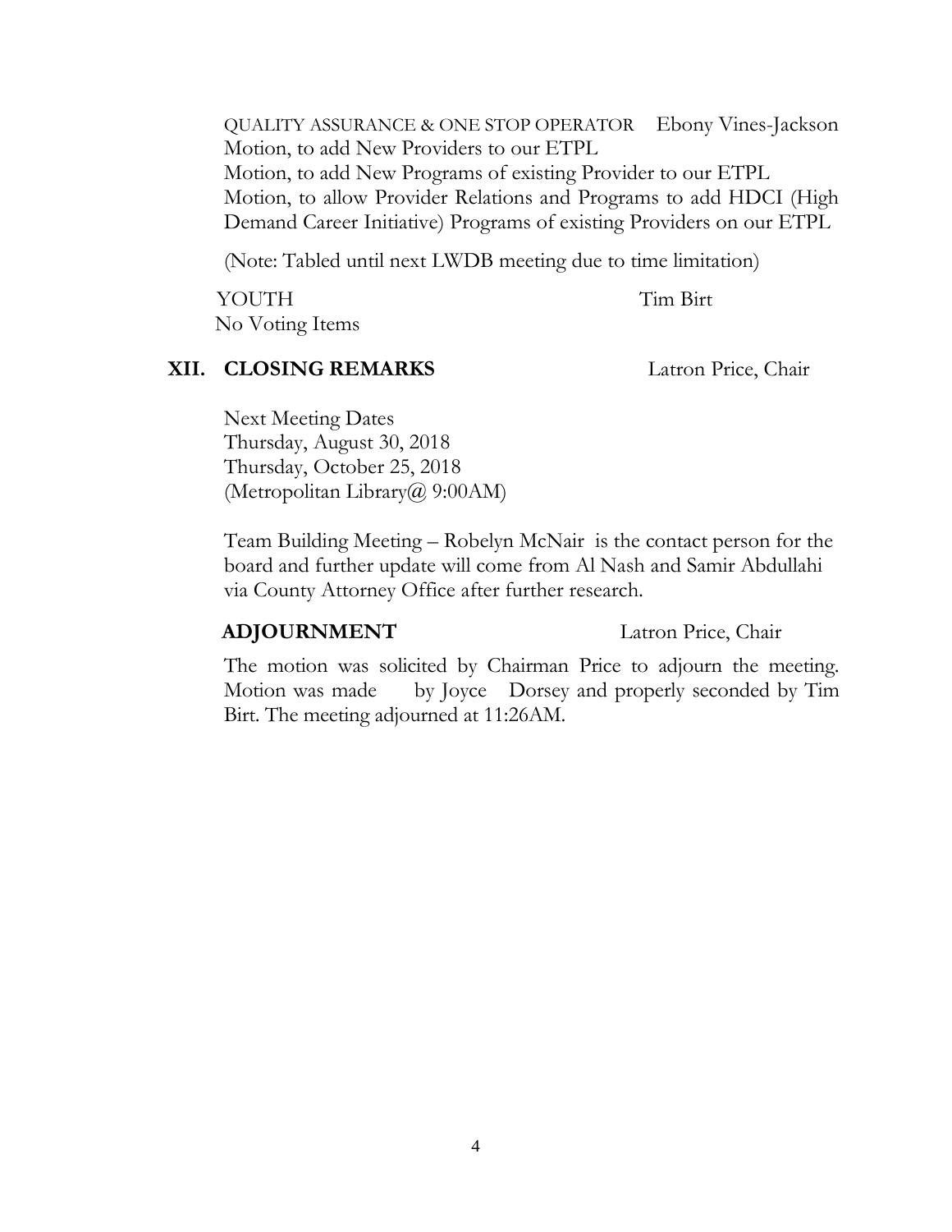QUALITY ASSURANCE & ONE STOP OPERATOR Ebony Vines-Jackson

Motion, to add New Providers to our ETPL

Motion, to add New Programs of existing Provider to our ETPL

Motion, to allow Provider Relations and Programs to add HDCI (High Demand Career Initiative) Programs of existing Providers on our ETPL

(Note: Tabled until next LWDB meeting due to time limitation)

YOUTH Tim Birt

No Voting Items

## XII. CLOSING REMARKS Latron Price, Chair

Next Meeting Dates

Thursday, August 30, 2018

Thursday, October 25, 2018

(Metropolitan Library@ 9:00AM)

Team Building Meeting – Robelyn McNair is the contact person for the board and further update will come from Al Nash and Samir Abdullahi via County Attorney Office after further research.

**ADJOURNMENT** Latron Price, Chair

The motion was solicited by Chairman Price to adjourn the meeting. Motion was made by Joyce Dorsey and properly seconded by Tim Birt. The meeting adjourned at 11:26AM.